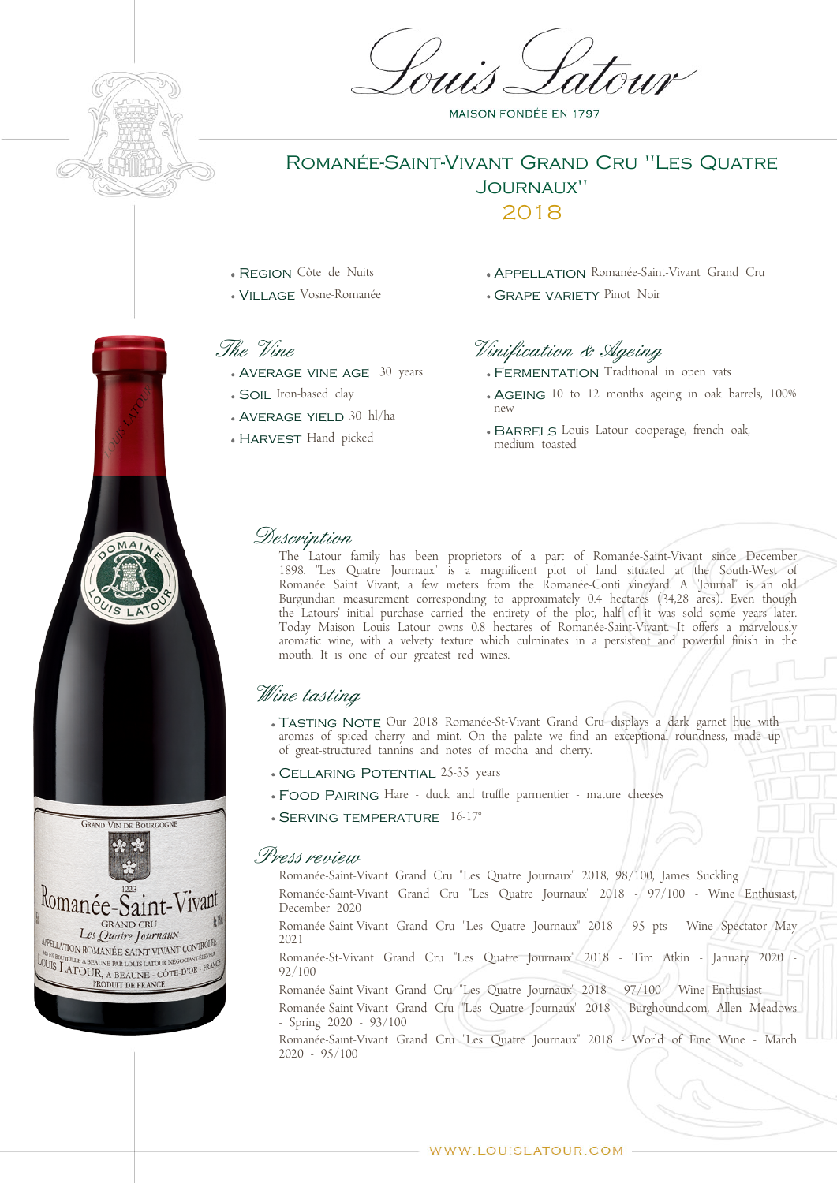# Louis Latour

MAISON FONDÉE EN 1797

## Romanée-Saint-Vivant Grand Cru "Les Quatre Journaux"

## 2018

- **Region** Côte de Nuits
- **Village** Vosne-Romanée
- **Appellation** Romanée-Saint-Vivant Grand Cru
- **Grape variety** Pinot Noir

### *The Vine*

- **Average vine age** 30 years
- **Soil** Iron-based clay
- **Average yield** 30 hl/ha
- **Harvest** Hand picked

### *Vinification & Ageing*

- **Fermentation** Traditional in open vats
- **Ageing** 10 to 12 months ageing in oak barrels, 100% new
- **Barrels** Louis Latour cooperage, french oak, medium toasted

### *Description*

The Latour family has been proprietors of a part of Romanée-Saint-Vivant since December 1898. "Les Quatre Journaux" is a magnificent plot of land situated at the South-West of Romanée Saint Vivant, a few meters from the Romanée-Conti vineyard. A "Journal" is an old Burgundian measurement corresponding to approximately 0.4 hectares (34,28 ares). Even though the Latours' initial purchase carried the entirety of the plot, half of it was sold some years later. Today Maison Louis Latour owns 0.8 hectares of Romanée-Saint-Vivant. It offers a marvelously aromatic wine, with a velvety texture which culminates in a persistent and powerful finish in the mouth. It is one of our greatest red wines.

### *Wine tasting*

- **Tasting Note** Our 2018 Romanée-St-Vivant Grand Cru displays a dark garnet hue with aromas of spiced cherry and mint. On the palate we find an exceptional roundness, made up of great-structured tannins and notes of mocha and cherry.
- **Cellaring Potential** 25-35 years
- **Food Pairing** Hare - duck and truffle parmentier - mature cheeses
- **Serving temperature** 16-17°

### *Press review*

Romanée-Saint-Vivant Grand Cru "Les Quatre Journaux" 2018, 98/100, James Suckling

Romanée-Saint-Vivant Grand Cru "Les Quatre Journaux" 2018 - 97/100 - Wine Enthusiast, December 2020

Romanée-Saint-Vivant Grand Cru "Les Quatre Journaux" 2018 - 95 pts - Wine Spectator May 2021

Romanée-St-Vivant Grand Cru "Les Quatre Journaux" 2018 - Tim Atkin - January 2020 - 92/100

Romanée-Saint-Vivant Grand Cru "Les Quatre Journaux" 2018 - 97/100 - Wine Enthusiast

Romanée-Saint-Vivant Grand Cru "Les Quatre Journaux" 2018 - Burghound.com, Allen Meadows - Spring 2020 - 93/100

Romanée-Saint-Vivant Grand Cru "Les Quatre Journaux" 2018 - World of Fine Wine - March 2020 - 95/100

WWW.LOUISLATOUR.COM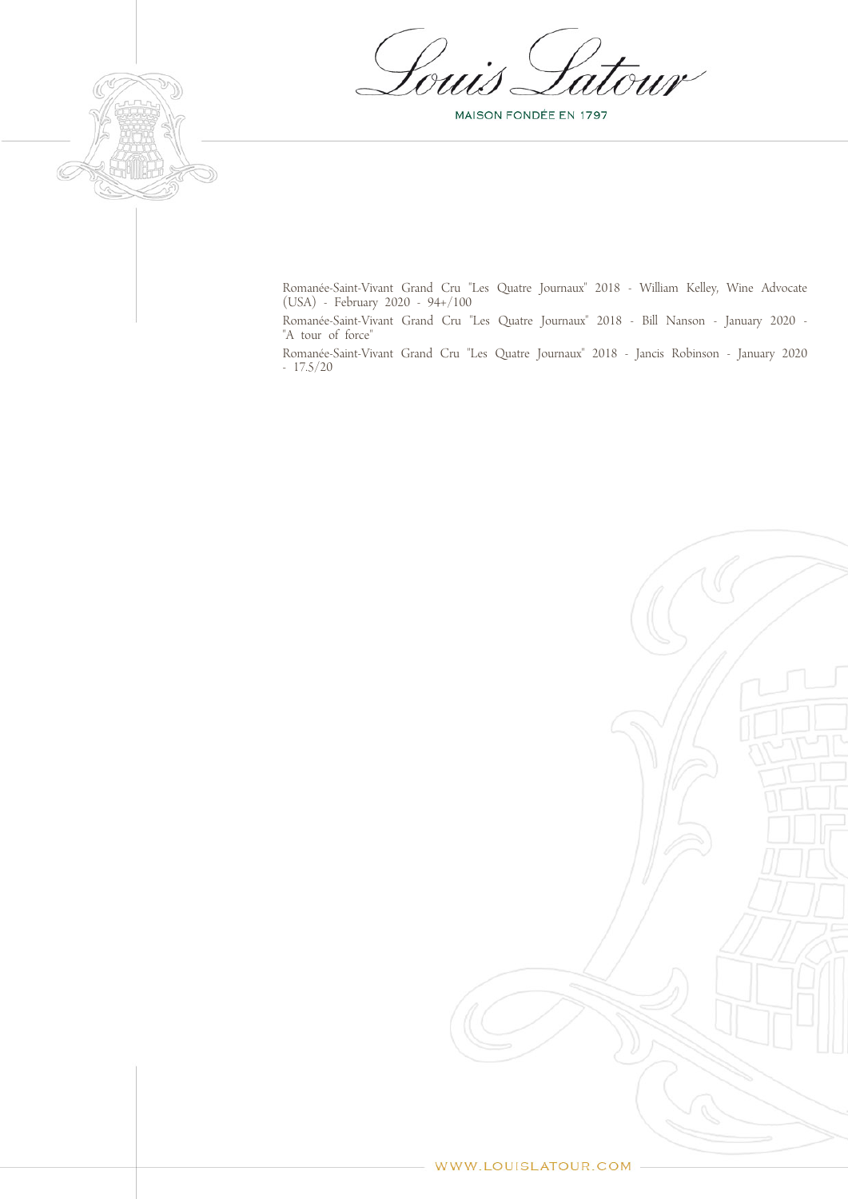Romanée-Saint-Vivant Grand Cru "Les Quatre Journaux" 2018 - William Kelley, Wine Advocate (USA) - February 2020 - 94+/100

Romanée-Saint-Vivant Grand Cru "Les Quatre Journaux" 2018 - Bill Nanson - January 2020 - "A tour of force"

Romanée-Saint-Vivant Grand Cru "Les Quatre Journaux" 2018 - Jancis Robinson - January 2020 - 17.5/20